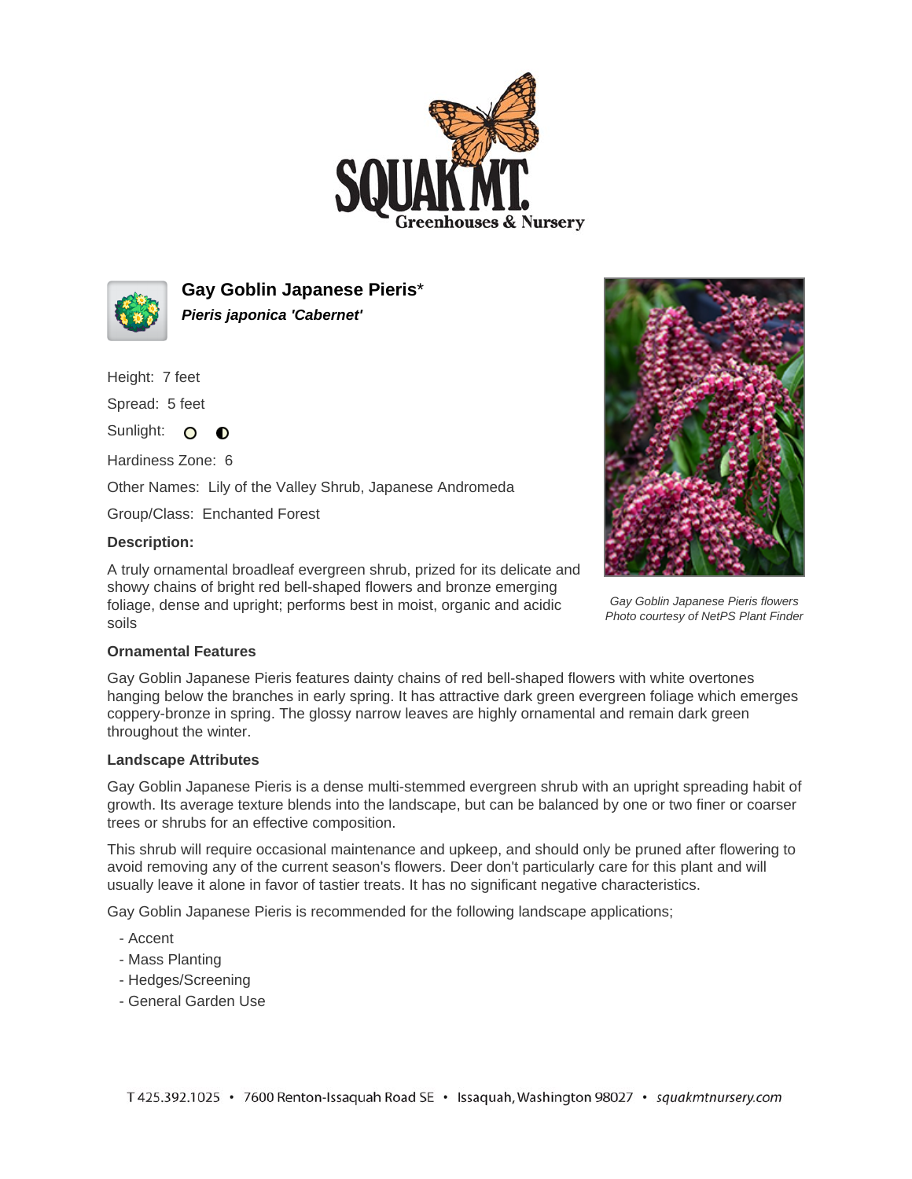# Gay Goblin Japanese Pieris*

***Pieris japonica 'Cabernet'***

Height: 7 feet

Spread: 5 feet

Sunlight:

Hardiness Zone: 6

Other Names: Lily of the Valley Shrub, Japanese Andromeda

Group/Class: Enchanted Forest

**Description:**

A truly ornamental broadleaf evergreen shrub, prized for its delicate and showy chains of bright red bell-shaped flowers and bronze emerging foliage, dense and upright; performs best in moist, organic and acidic soils

*Gay Goblin Japanese Pieris flowers*
*Photo courtesy of NetPS Plant Finder*

**Ornamental Features**

Gay Goblin Japanese Pieris features dainty chains of red bell-shaped flowers with white overtones hanging below the branches in early spring. It has attractive dark green evergreen foliage which emerges coppery-bronze in spring. The glossy narrow leaves are highly ornamental and remain dark green throughout the winter.

**Landscape Attributes**

Gay Goblin Japanese Pieris is a dense multi-stemmed evergreen shrub with an upright spreading habit of growth. Its average texture blends into the landscape, but can be balanced by one or two finer or coarser trees or shrubs for an effective composition.

This shrub will require occasional maintenance and upkeep, and should only be pruned after flowering to avoid removing any of the current season's flowers. Deer don't particularly care for this plant and will usually leave it alone in favor of tastier treats. It has no significant negative characteristics.

Gay Goblin Japanese Pieris is recommended for the following landscape applications;

- Accent
- Mass Planting
- Hedges/Screening
- General Garden Use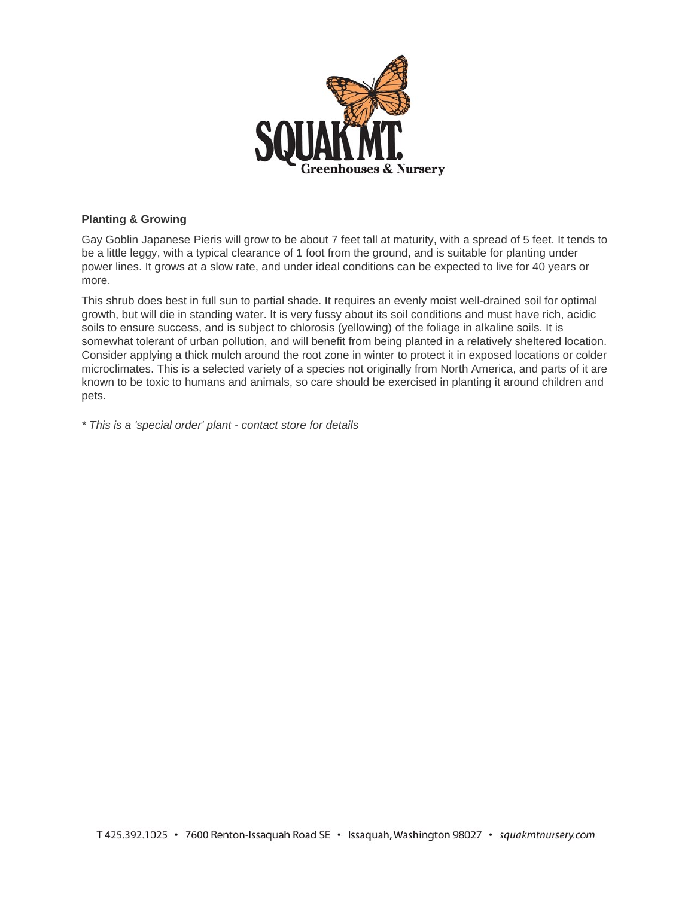**Planting & Growing**

Gay Goblin Japanese Pieris will grow to be about 7 feet tall at maturity, with a spread of 5 feet. It tends to be a little leggy, with a typical clearance of 1 foot from the ground, and is suitable for planting under power lines. It grows at a slow rate, and under ideal conditions can be expected to live for 40 years or more.

This shrub does best in full sun to partial shade. It requires an evenly moist well-drained soil for optimal growth, but will die in standing water. It is very fussy about its soil conditions and must have rich, acidic soils to ensure success, and is subject to chlorosis (yellowing) of the foliage in alkaline soils. It is somewhat tolerant of urban pollution, and will benefit from being planted in a relatively sheltered location. Consider applying a thick mulch around the root zone in winter to protect it in exposed locations or colder microclimates. This is a selected variety of a species not originally from North America, and parts of it are known to be toxic to humans and animals, so care should be exercised in planting it around children and pets.

*\* This is a 'special order' plant - contact store for details*